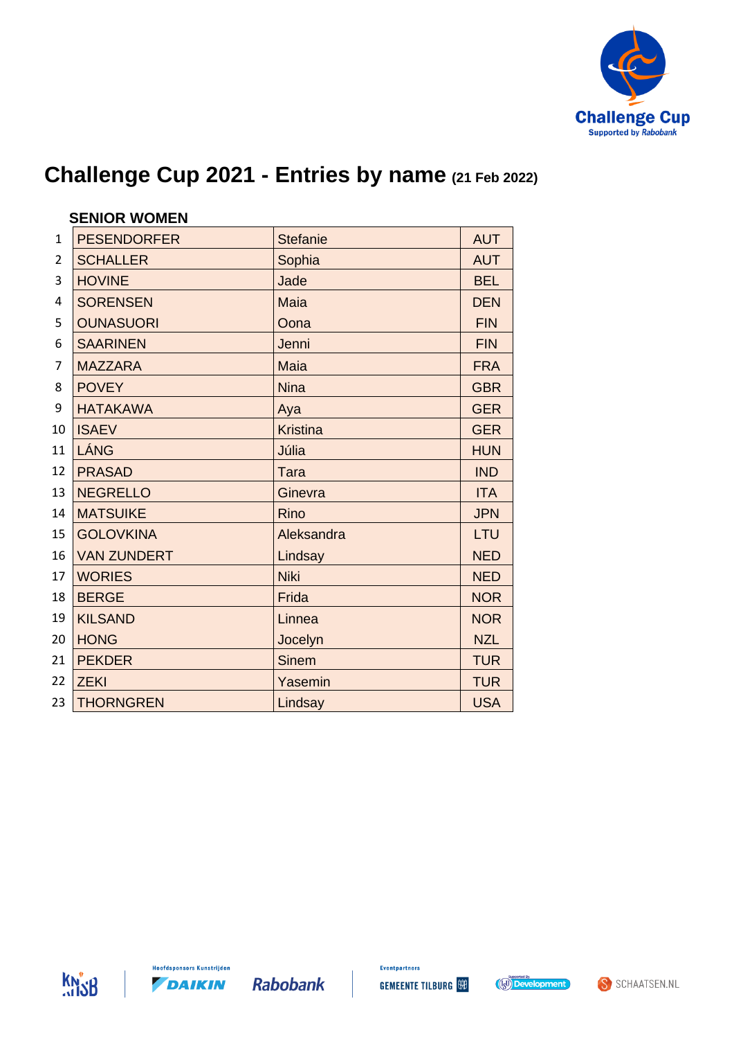# Challenge Cup 2021 - Entries by name (21 Feb 2022)

## SENIOR WOMEN

| # | Name | First name | Nation |
|---|---|---|---|
| 1 | PESENDORFER | Stefanie | AUT |
| 2 | SCHALLER | Sophia | AUT |
| 3 | HOVINE | Jade | BEL |
| 4 | SORENSEN | Maia | DEN |
| 5 | OUNASUORI | Oona | FIN |
| 6 | SAARINEN | Jenni | FIN |
| 7 | MAZZARA | Maia | FRA |
| 8 | POVEY | Nina | GBR |
| 9 | HATAKAWA | Aya | GER |
| 10 | ISAEV | Kristina | GER |
| 11 | LÁNG | Júlia | HUN |
| 12 | PRASAD | Tara | IND |
| 13 | NEGRELLO | Ginevra | ITA |
| 14 | MATSUIKE | Rino | JPN |
| 15 | GOLOVKINA | Aleksandra | LTU |
| 16 | VAN ZUNDERT | Lindsay | NED |
| 17 | WORIES | Niki | NED |
| 18 | BERGE | Frida | NOR |
| 19 | KILSAND | Linnea | NOR |
| 20 | HONG | Jocelyn | NZL |
| 21 | PEKDER | Sinem | TUR |
| 22 | ZEKI | Yasemin | TUR |
| 23 | THORNGREN | Lindsay | USA |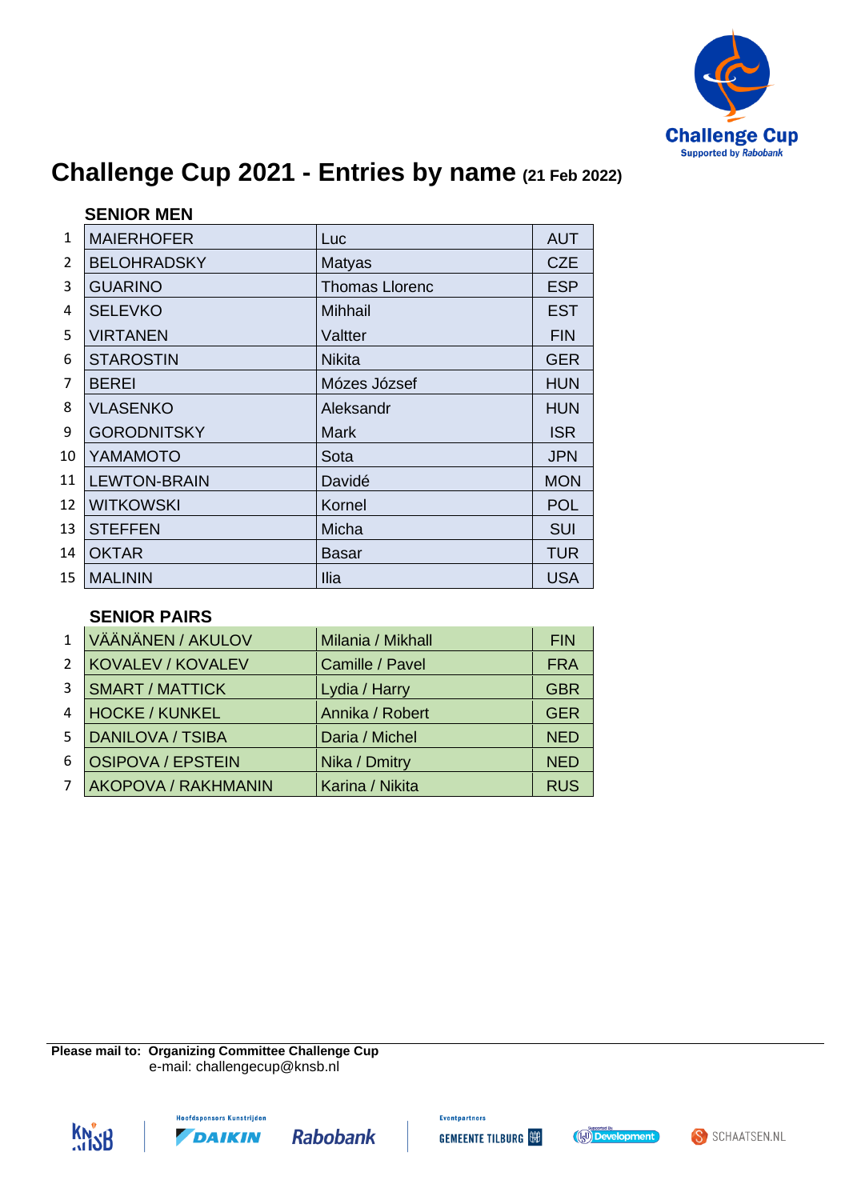# Challenge Cup 2021 - Entries by name (21 Feb 2022)

## SENIOR MEN

| # | Name | First name | Nation |
|---|---|---|---|
| 1 | MAIERHOFER | Luc | AUT |
| 2 | BELOHRADSKY | Matyas | CZE |
| 3 | GUARINO | Thomas Llorenc | ESP |
| 4 | SELEVKO | Mihhail | EST |
| 5 | VIRTANEN | Valtter | FIN |
| 6 | STAROSTIN | Nikita | GER |
| 7 | BEREI | Mózes József | HUN |
| 8 | VLASENKO | Aleksandr | HUN |
| 9 | GORODNITSKY | Mark | ISR |
| 10 | YAMAMOTO | Sota | JPN |
| 11 | LEWTON-BRAIN | Davidé | MON |
| 12 | WITKOWSKI | Kornel | POL |
| 13 | STEFFEN | Micha | SUI |
| 14 | OKTAR | Basar | TUR |
| 15 | MALININ | Ilia | USA |

## SENIOR PAIRS

| # | Name | First name | Nation |
|---|---|---|---|
| 1 | VÄÄNÄNEN / AKULOV | Milania / Mikhail | FIN |
| 2 | KOVALEV / KOVALEV | Camille / Pavel | FRA |
| 3 | SMART / MATTICK | Lydia / Harry | GBR |
| 4 | HOCKE / KUNKEL | Annika / Robert | GER |
| 5 | DANILOVA / TSIBA | Daria / Michel | NED |
| 6 | OSIPOVA / EPSTEIN | Nika / Dmitry | NED |
| 7 | AKOPOVA / RAKHMANIN | Karina / Nikita | RUS |

**Please mail to: Organizing Committee Challenge Cup**
e-mail: challengecup@knsb.nl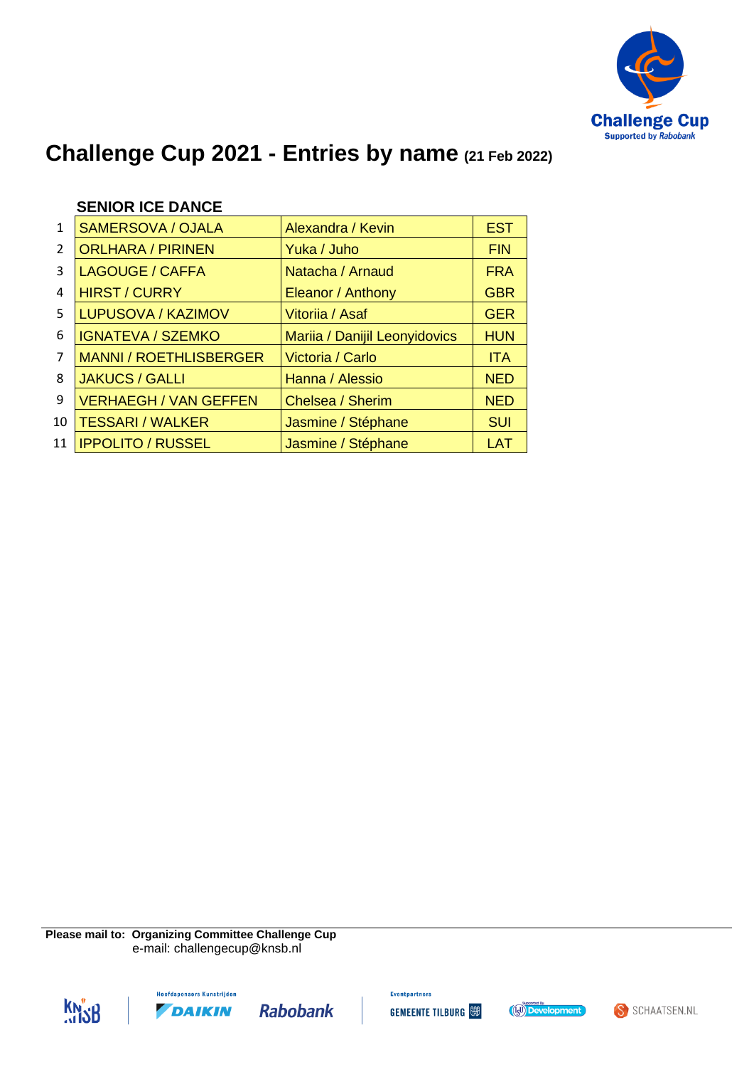# Challenge Cup 2021 - Entries by name (21 Feb 2022)

### SENIOR ICE DANCE

| | | | |
|---|---|---|---|
| 1 | SAMERSOVA / OJALA | Alexandra / Kevin | EST |
| 2 | ORLHARA / PIRINEN | Yuka / Juho | FIN |
| 3 | LAGOUGE / CAFFA | Natacha / Arnaud | FRA |
| 4 | HIRST / CURRY | Eleanor / Anthony | GBR |
| 5 | LUPUSOVA / KAZIMOV | Vitoriia / Asaf | GER |
| 6 | IGNATEVA / SZEMKO | Mariia / Danijil Leonyidovics | HUN |
| 7 | MANNI / ROETHLISBERGER | Victoria / Carlo | ITA |
| 8 | JAKUCS / GALLI | Hanna / Alessio | NED |
| 9 | VERHAEGH / VAN GEFFEN | Chelsea / Sherim | NED |
| 10 | TESSARI / WALKER | Jasmine / Stéphane | SUI |
| 11 | IPPOLITO / RUSSEL | Jasmine / Stéphane | LAT |

**Please mail to: Organizing Committee Challenge Cup**
e-mail: challengecup@knsb.nl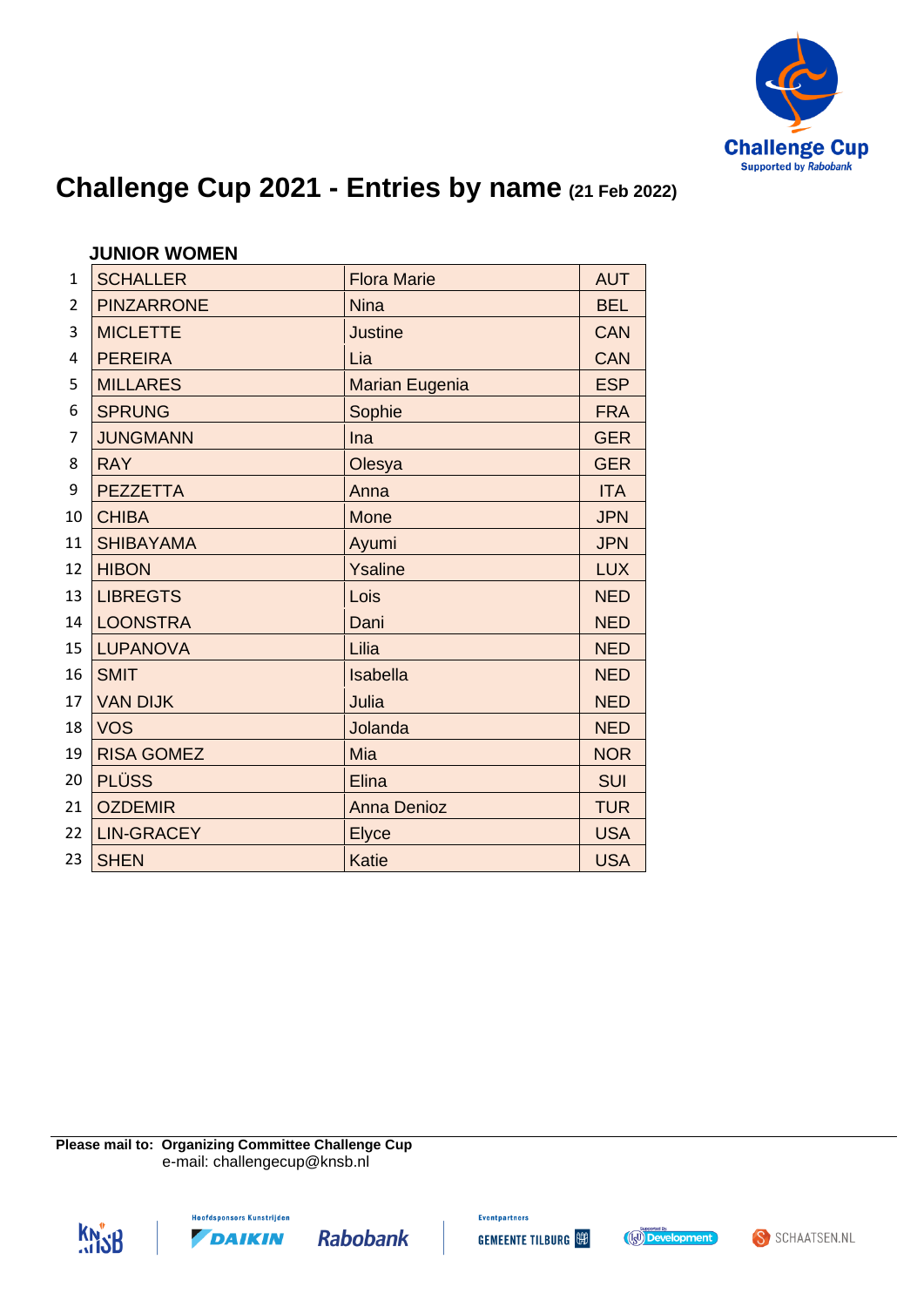# Challenge Cup 2021 - Entries by name (21 Feb 2022)

### JUNIOR WOMEN

| # | Last name | First name | Nation |
|---|---|---|---|
| 1 | SCHALLER | Flora Marie | AUT |
| 2 | PINZARRONE | Nina | BEL |
| 3 | MICLETTE | Justine | CAN |
| 4 | PEREIRA | Lia | CAN |
| 5 | MILLARES | Marian Eugenia | ESP |
| 6 | SPRUNG | Sophie | FRA |
| 7 | JUNGMANN | Ina | GER |
| 8 | RAY | Olesya | GER |
| 9 | PEZZETTA | Anna | ITA |
| 10 | CHIBA | Mone | JPN |
| 11 | SHIBAYAMA | Ayumi | JPN |
| 12 | HIBON | Ysaline | LUX |
| 13 | LIBREGTS | Lois | NED |
| 14 | LOONSTRA | Dani | NED |
| 15 | LUPANOVA | Lilia | NED |
| 16 | SMIT | Isabella | NED |
| 17 | VAN DIJK | Julia | NED |
| 18 | VOS | Jolanda | NED |
| 19 | RISA GOMEZ | Mia | NOR |
| 20 | PLÜSS | Elina | SUI |
| 21 | OZDEMIR | Anna Denioz | TUR |
| 22 | LIN-GRACEY | Elyce | USA |
| 23 | SHEN | Katie | USA |

**Please mail to: Organizing Committee Challenge Cup**
e-mail: challengecup@knsb.nl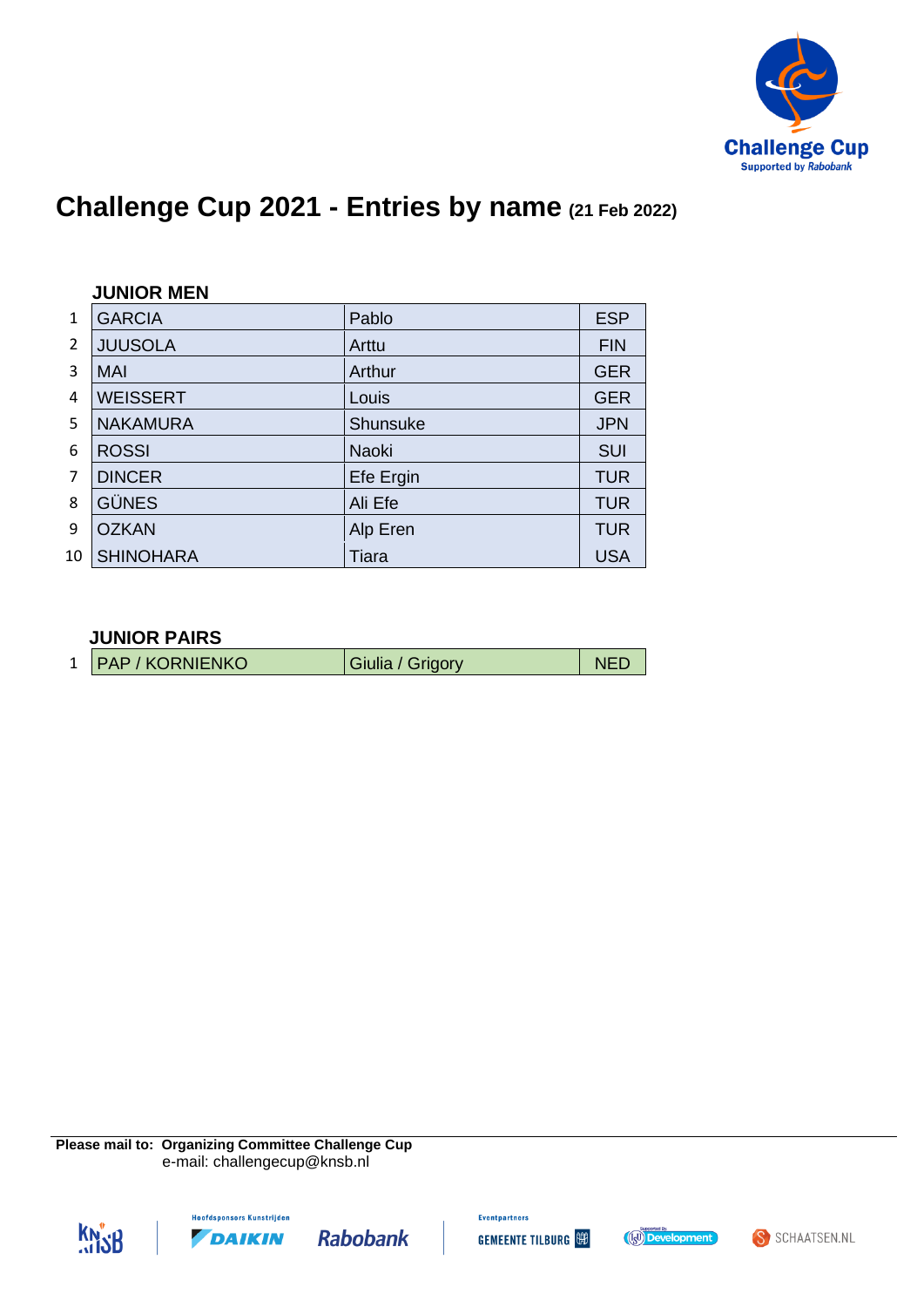# Challenge Cup 2021 - Entries by name (21 Feb 2022)

### JUNIOR MEN

| # | Last name | First name | Nation |
|---|---|---|---|
| 1 | GARCIA | Pablo | ESP |
| 2 | JUUSOLA | Arttu | FIN |
| 3 | MAI | Arthur | GER |
| 4 | WEISSERT | Louis | GER |
| 5 | NAKAMURA | Shunsuke | JPN |
| 6 | ROSSI | Naoki | SUI |
| 7 | DINCER | Efe Ergin | TUR |
| 8 | GÜNES | Ali Efe | TUR |
| 9 | OZKAN | Alp Eren | TUR |
| 10 | SHINOHARA | Tiara | USA |

### JUNIOR PAIRS

| # | Last name | First name | Nation |
|---|---|---|---|
| 1 | PAP / KORNIENKO | Giulia / Grigory | NED |

**Please mail to: Organizing Committee Challenge Cup**
e-mail: challengecup@knsb.nl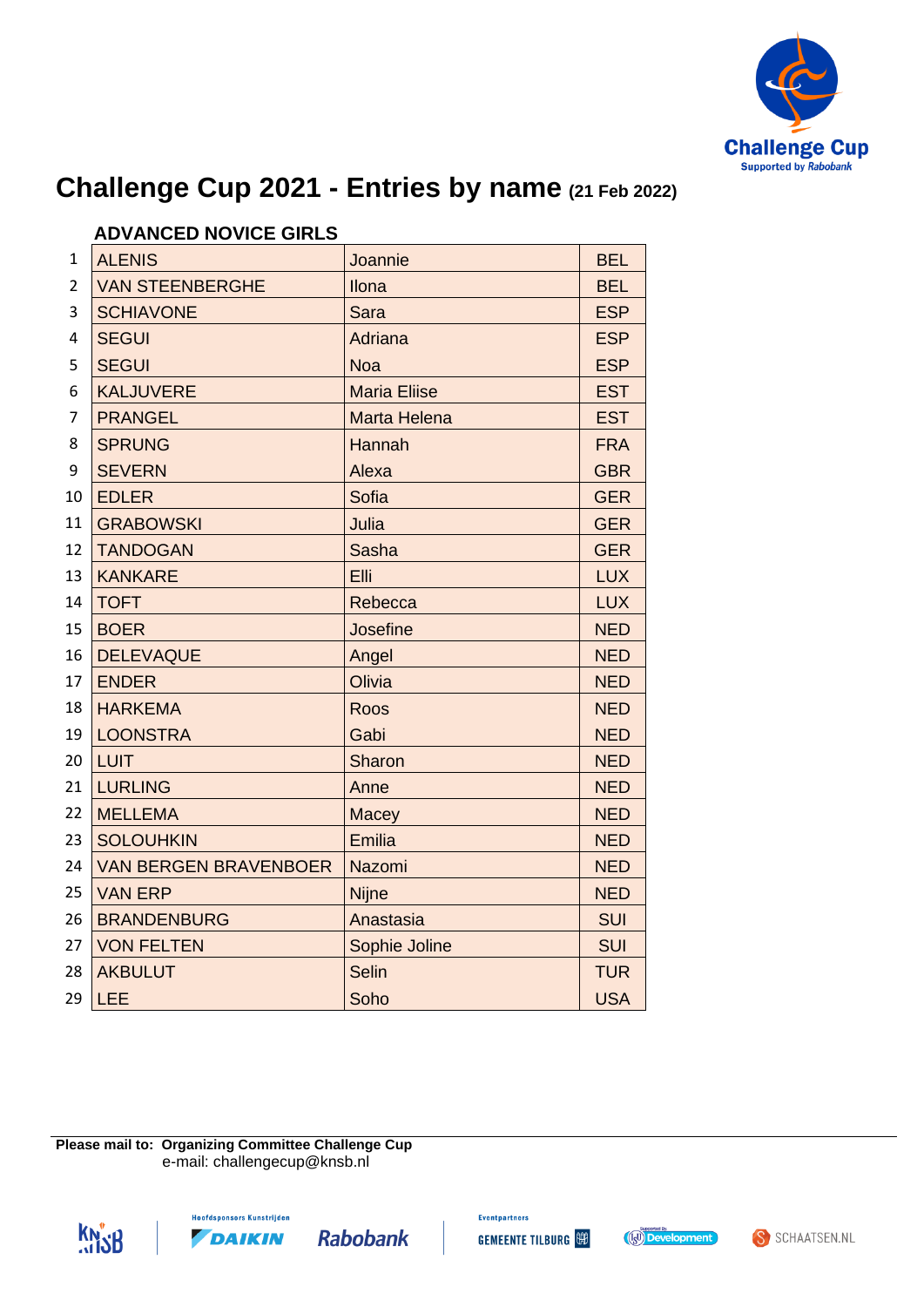# Challenge Cup 2021 - Entries by name (21 Feb 2022)

## ADVANCED NOVICE GIRLS

| | | | |
|---|---|---|---|
| 1 | ALENIS | Joannie | BEL |
| 2 | VAN STEENBERGHE | Ilona | BEL |
| 3 | SCHIAVONE | Sara | ESP |
| 4 | SEGUI | Adriana | ESP |
| 5 | SEGUI | Noa | ESP |
| 6 | KALJUVERE | Maria Eliise | EST |
| 7 | PRANGEL | Marta Helena | EST |
| 8 | SPRUNG | Hannah | FRA |
| 9 | SEVERN | Alexa | GBR |
| 10 | EDLER | Sofia | GER |
| 11 | GRABOWSKI | Julia | GER |
| 12 | TANDOGAN | Sasha | GER |
| 13 | KANKARE | Elli | LUX |
| 14 | TOFT | Rebecca | LUX |
| 15 | BOER | Josefine | NED |
| 16 | DELEVAQUE | Angel | NED |
| 17 | ENDER | Olivia | NED |
| 18 | HARKEMA | Roos | NED |
| 19 | LOONSTRA | Gabi | NED |
| 20 | LUIT | Sharon | NED |
| 21 | LURLING | Anne | NED |
| 22 | MELLEMA | Macey | NED |
| 23 | SOLOUHKIN | Emilia | NED |
| 24 | VAN BERGEN BRAVENBOER | Nazomi | NED |
| 25 | VAN ERP | Nijne | NED |
| 26 | BRANDENBURG | Anastasia | SUI |
| 27 | VON FELTEN | Sophie Joline | SUI |
| 28 | AKBULUT | Selin | TUR |
| 29 | LEE | Soho | USA |

**Please mail to: Organizing Committee Challenge Cup**
e-mail: challengecup@knsb.nl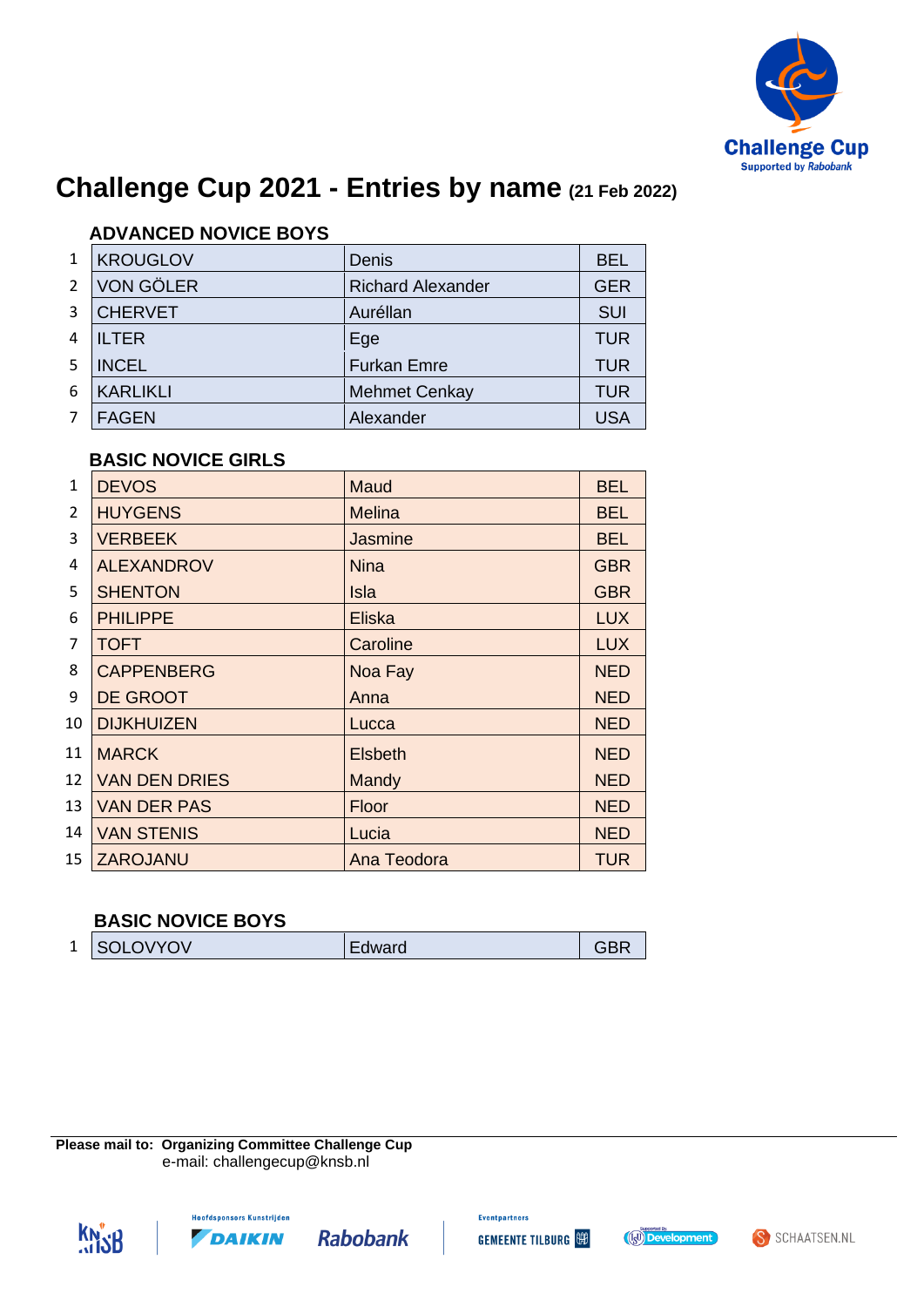# Challenge Cup 2021 - Entries by name (21 Feb 2022)

## ADVANCED NOVICE BOYS

| | | | |
|---|---|---|---|
| 1 | KROUGLOV | Denis | BEL |
| 2 | VON GÖLER | Richard Alexander | GER |
| 3 | CHERVET | Auréllan | SUI |
| 4 | ILTER | Ege | TUR |
| 5 | INCEL | Furkan Emre | TUR |
| 6 | KARLIKLI | Mehmet Cenkay | TUR |
| 7 | FAGEN | Alexander | USA |

## BASIC NOVICE GIRLS

| | | | |
|---|---|---|---|
| 1 | DEVOS | Maud | BEL |
| 2 | HUYGENS | Melina | BEL |
| 3 | VERBEEK | Jasmine | BEL |
| 4 | ALEXANDROV | Nina | GBR |
| 5 | SHENTON | Isla | GBR |
| 6 | PHILIPPE | Eliska | LUX |
| 7 | TOFT | Caroline | LUX |
| 8 | CAPPENBERG | Noa Fay | NED |
| 9 | DE GROOT | Anna | NED |
| 10 | DIJKHUIZEN | Lucca | NED |
| 11 | MARCK | Elsbeth | NED |
| 12 | VAN DEN DRIES | Mandy | NED |
| 13 | VAN DER PAS | Floor | NED |
| 14 | VAN STENIS | Lucia | NED |
| 15 | ZAROJANU | Ana Teodora | TUR |

## BASIC NOVICE BOYS

| | | | |
|---|---|---|---|
| 1 | SOLOVYOV | Edward | GBR |

**Please mail to: Organizing Committee Challenge Cup**
e-mail: challengecup@knsb.nl